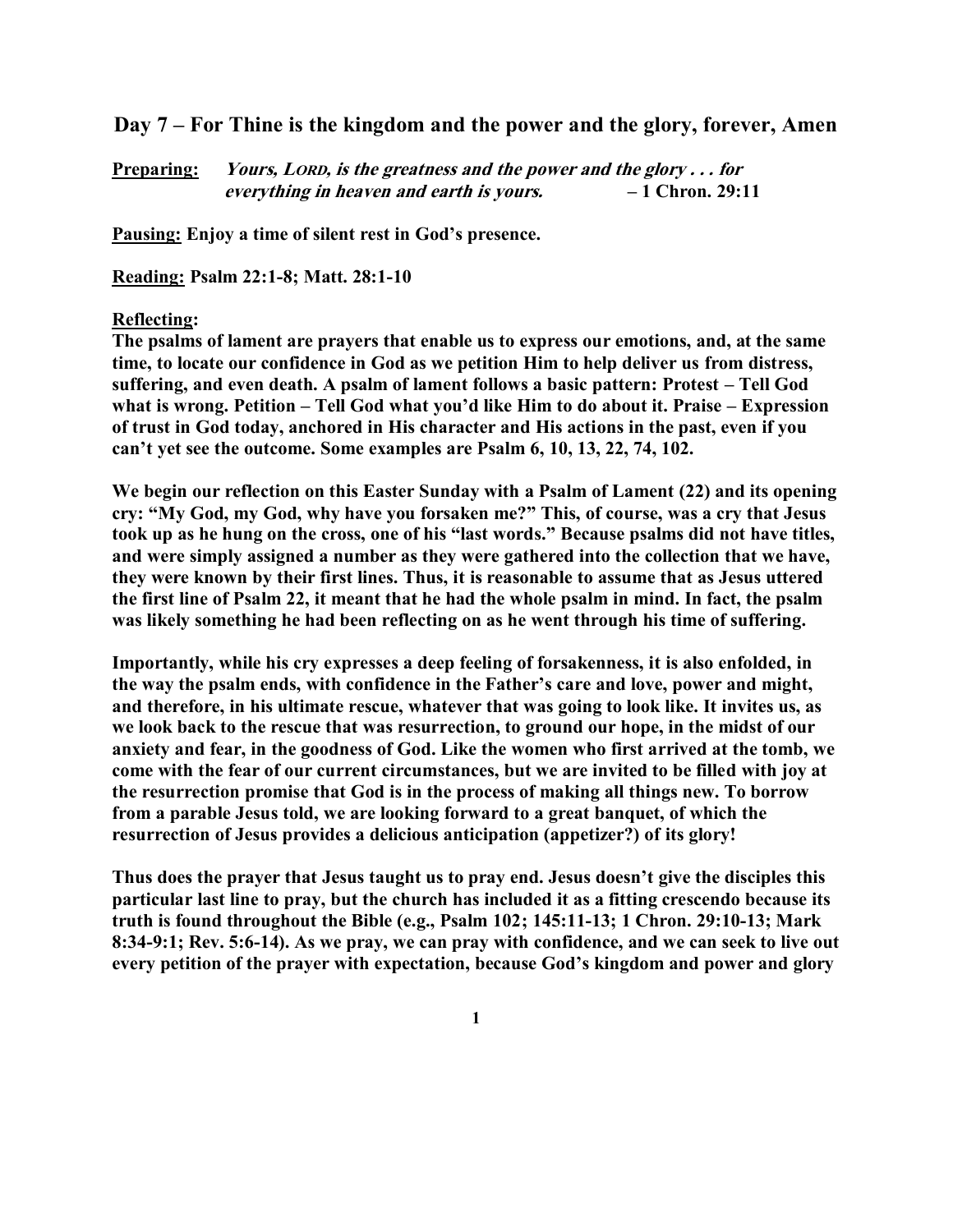## Day 7 – For Thine is the kingdom and the power and the glory, forever, Amen

**Preparing:** ***Yours, LORD, is the greatness and the power and the glory . . . for everything in heaven and earth is yours.*** **– 1 Chron. 29:11**

**Pausing:** **Enjoy a time of silent rest in God's presence.**

**Reading:** **Psalm 22:1-8; Matt. 28:1-10**

**Reflecting:**

**The psalms of lament are prayers that enable us to express our emotions, and, at the same time, to locate our confidence in God as we petition Him to help deliver us from distress, suffering, and even death. A psalm of lament follows a basic pattern: Protest – Tell God what is wrong. Petition – Tell God what you'd like Him to do about it. Praise – Expression of trust in God today, anchored in His character and His actions in the past, even if you can't yet see the outcome. Some examples are Psalm 6, 10, 13, 22, 74, 102.**

**We begin our reflection on this Easter Sunday with a Psalm of Lament (22) and its opening cry: "My God, my God, why have you forsaken me?" This, of course, was a cry that Jesus took up as he hung on the cross, one of his "last words." Because psalms did not have titles, and were simply assigned a number as they were gathered into the collection that we have, they were known by their first lines. Thus, it is reasonable to assume that as Jesus uttered the first line of Psalm 22, it meant that he had the whole psalm in mind. In fact, the psalm was likely something he had been reflecting on as he went through his time of suffering.**

**Importantly, while his cry expresses a deep feeling of forsakenness, it is also enfolded, in the way the psalm ends, with confidence in the Father's care and love, power and might, and therefore, in his ultimate rescue, whatever that was going to look like. It invites us, as we look back to the rescue that was resurrection, to ground our hope, in the midst of our anxiety and fear, in the goodness of God. Like the women who first arrived at the tomb, we come with the fear of our current circumstances, but we are invited to be filled with joy at the resurrection promise that God is in the process of making all things new. To borrow from a parable Jesus told, we are looking forward to a great banquet, of which the resurrection of Jesus provides a delicious anticipation (appetizer?) of its glory!**

**Thus does the prayer that Jesus taught us to pray end. Jesus doesn't give the disciples this particular last line to pray, but the church has included it as a fitting crescendo because its truth is found throughout the Bible (e.g., Psalm 102; 145:11-13; 1 Chron. 29:10-13; Mark 8:34-9:1; Rev. 5:6-14). As we pray, we can pray with confidence, and we can seek to live out every petition of the prayer with expectation, because God's kingdom and power and glory**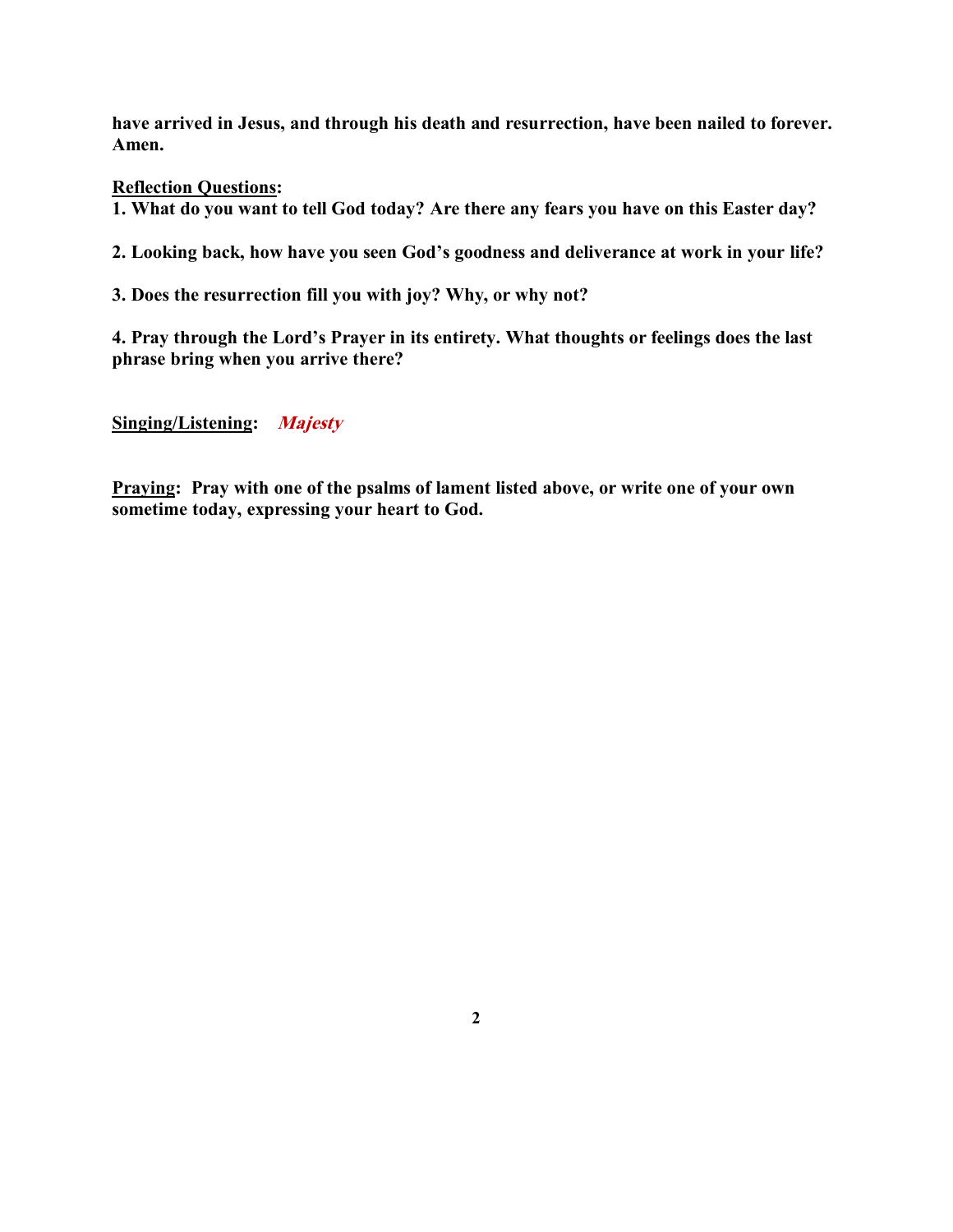**have arrived in Jesus, and through his death and resurrection, have been nailed to forever. Amen.**

**Reflection Questions:**

**1. What do you want to tell God today? Are there any fears you have on this Easter day?**

**2. Looking back, how have you seen God's goodness and deliverance at work in your life?**

**3. Does the resurrection fill you with joy? Why, or why not?**

**4. Pray through the Lord's Prayer in its entirety. What thoughts or feelings does the last phrase bring when you arrive there?**

**Singing/Listening:** ***Majesty***

**Praying: Pray with one of the psalms of lament listed above, or write one of your own sometime today, expressing your heart to God.**